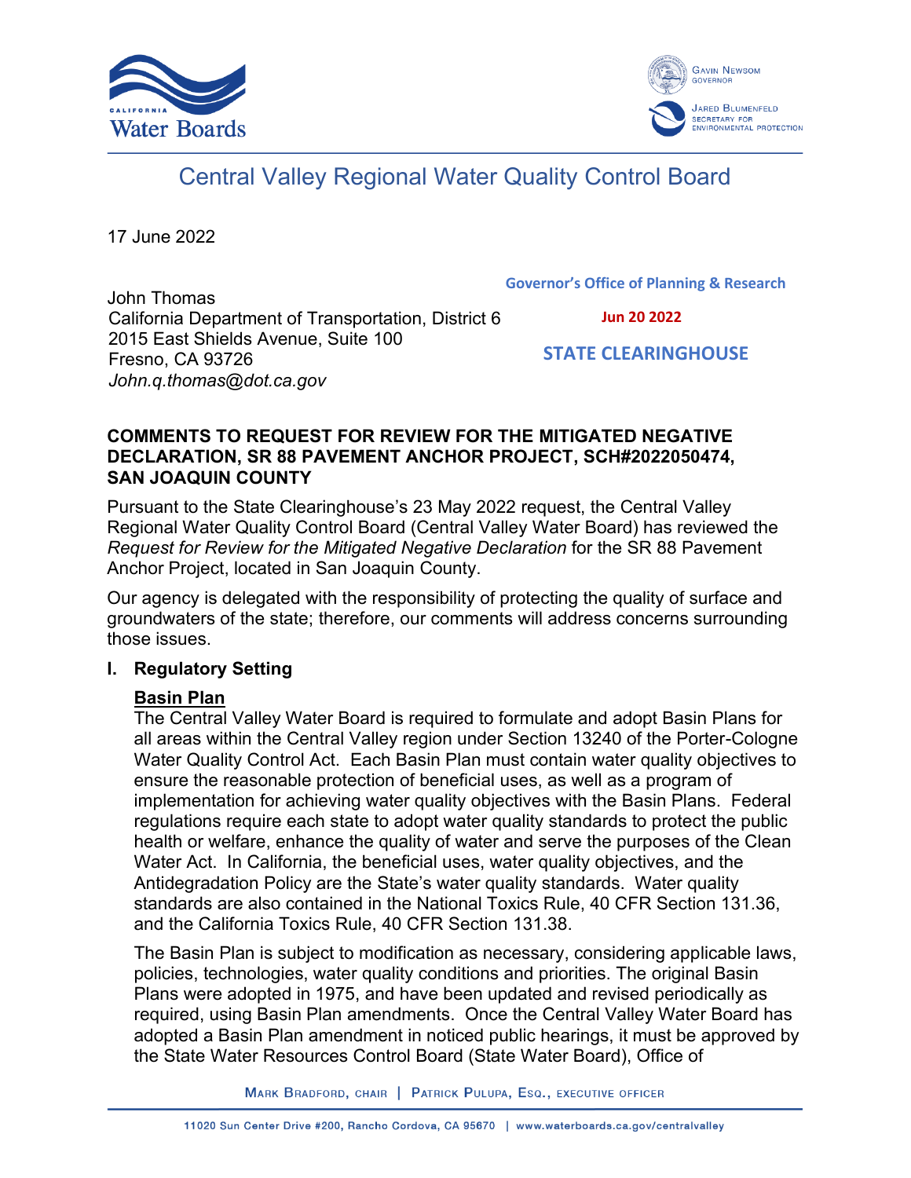Central Valley Regional Water Quality Control Board

17 June 2022

John Thomas
California Department of Transportation, District 6
2015 East Shields Avenue, Suite 100
Fresno, CA 93726
*John.q.thomas@dot.ca.gov*

Governor's Office of Planning & Research

Jun 20 2022

STATE CLEARINGHOUSE

**COMMENTS TO REQUEST FOR REVIEW FOR THE MITIGATED NEGATIVE DECLARATION, SR 88 PAVEMENT ANCHOR PROJECT, SCH#2022050474, SAN JOAQUIN COUNTY**

Pursuant to the State Clearinghouse's 23 May 2022 request, the Central Valley Regional Water Quality Control Board (Central Valley Water Board) has reviewed the *Request for Review for the Mitigated Negative Declaration* for the SR 88 Pavement Anchor Project, located in San Joaquin County.

Our agency is delegated with the responsibility of protecting the quality of surface and groundwaters of the state; therefore, our comments will address concerns surrounding those issues.

## I. Regulatory Setting

### Basin Plan

The Central Valley Water Board is required to formulate and adopt Basin Plans for all areas within the Central Valley region under Section 13240 of the Porter-Cologne Water Quality Control Act. Each Basin Plan must contain water quality objectives to ensure the reasonable protection of beneficial uses, as well as a program of implementation for achieving water quality objectives with the Basin Plans. Federal regulations require each state to adopt water quality standards to protect the public health or welfare, enhance the quality of water and serve the purposes of the Clean Water Act. In California, the beneficial uses, water quality objectives, and the Antidegradation Policy are the State's water quality standards. Water quality standards are also contained in the National Toxics Rule, 40 CFR Section 131.36, and the California Toxics Rule, 40 CFR Section 131.38.

The Basin Plan is subject to modification as necessary, considering applicable laws, policies, technologies, water quality conditions and priorities. The original Basin Plans were adopted in 1975, and have been updated and revised periodically as required, using Basin Plan amendments. Once the Central Valley Water Board has adopted a Basin Plan amendment in noticed public hearings, it must be approved by the State Water Resources Control Board (State Water Board), Office of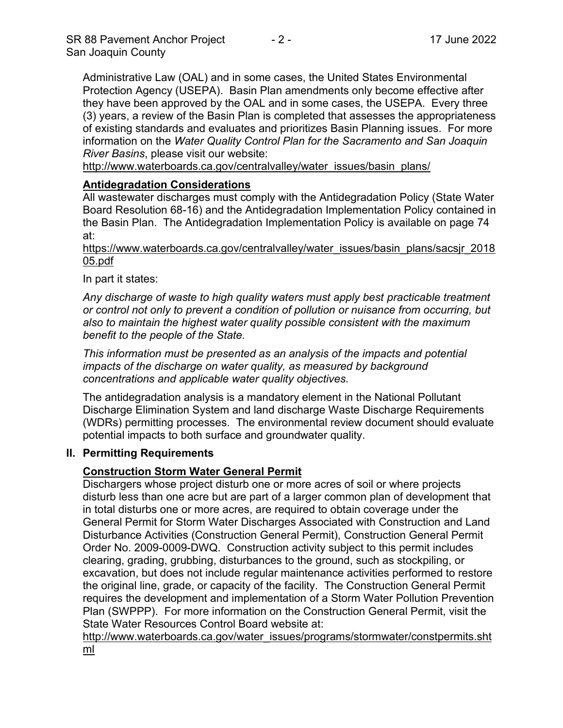Administrative Law (OAL) and in some cases, the United States Environmental Protection Agency (USEPA). Basin Plan amendments only become effective after they have been approved by the OAL and in some cases, the USEPA. Every three (3) years, a review of the Basin Plan is completed that assesses the appropriateness of existing standards and evaluates and prioritizes Basin Planning issues. For more information on the *Water Quality Control Plan for the Sacramento and San Joaquin River Basins*, please visit our website:
http://www.waterboards.ca.gov/centralvalley/water_issues/basin_plans/

**Antidegradation Considerations**

All wastewater discharges must comply with the Antidegradation Policy (State Water Board Resolution 68-16) and the Antidegradation Implementation Policy contained in the Basin Plan. The Antidegradation Implementation Policy is available on page 74 at:
https://www.waterboards.ca.gov/centralvalley/water_issues/basin_plans/sacsjr_201805.pdf

In part it states:

*Any discharge of waste to high quality waters must apply best practicable treatment or control not only to prevent a condition of pollution or nuisance from occurring, but also to maintain the highest water quality possible consistent with the maximum benefit to the people of the State.*

*This information must be presented as an analysis of the impacts and potential impacts of the discharge on water quality, as measured by background concentrations and applicable water quality objectives.*

The antidegradation analysis is a mandatory element in the National Pollutant Discharge Elimination System and land discharge Waste Discharge Requirements (WDRs) permitting processes. The environmental review document should evaluate potential impacts to both surface and groundwater quality.

## II. Permitting Requirements

**Construction Storm Water General Permit**

Dischargers whose project disturb one or more acres of soil or where projects disturb less than one acre but are part of a larger common plan of development that in total disturbs one or more acres, are required to obtain coverage under the General Permit for Storm Water Discharges Associated with Construction and Land Disturbance Activities (Construction General Permit), Construction General Permit Order No. 2009-0009-DWQ. Construction activity subject to this permit includes clearing, grading, grubbing, disturbances to the ground, such as stockpiling, or excavation, but does not include regular maintenance activities performed to restore the original line, grade, or capacity of the facility. The Construction General Permit requires the development and implementation of a Storm Water Pollution Prevention Plan (SWPPP). For more information on the Construction General Permit, visit the State Water Resources Control Board website at:
http://www.waterboards.ca.gov/water_issues/programs/stormwater/constpermits.shtml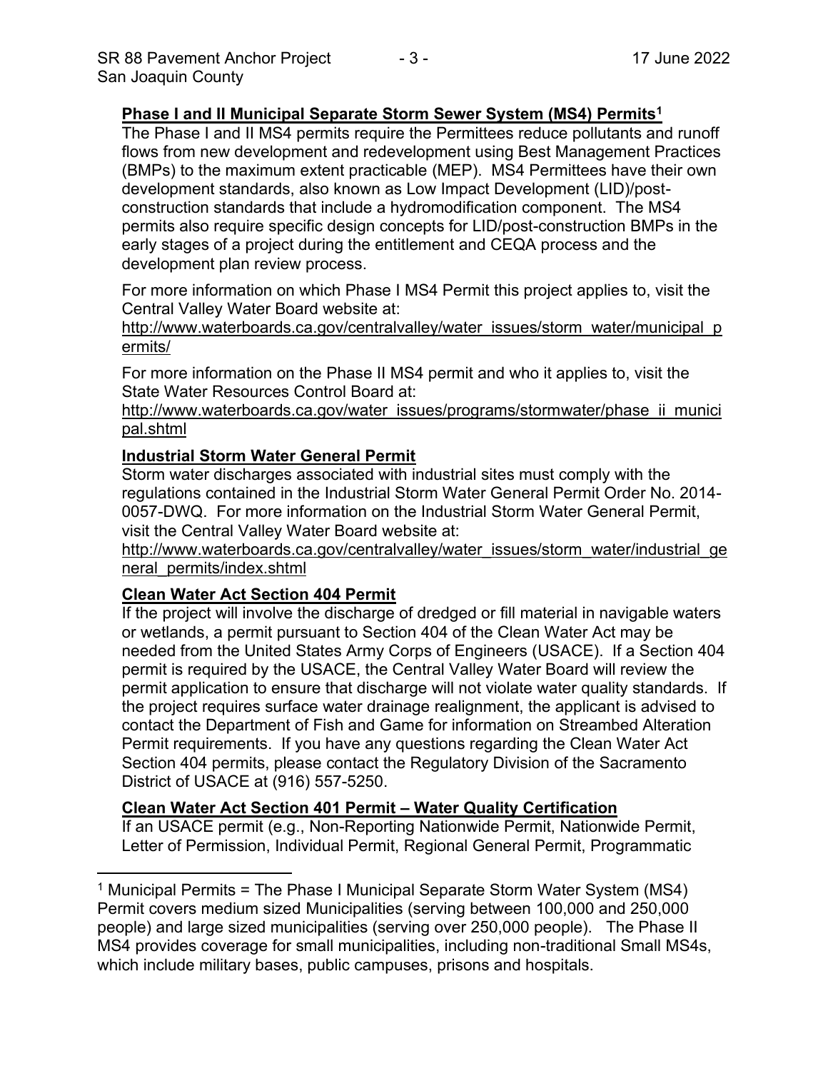**Phase I and II Municipal Separate Storm Sewer System (MS4) Permits**[1]

The Phase I and II MS4 permits require the Permittees reduce pollutants and runoff flows from new development and redevelopment using Best Management Practices (BMPs) to the maximum extent practicable (MEP). MS4 Permittees have their own development standards, also known as Low Impact Development (LID)/post-construction standards that include a hydromodification component. The MS4 permits also require specific design concepts for LID/post-construction BMPs in the early stages of a project during the entitlement and CEQA process and the development plan review process.

For more information on which Phase I MS4 Permit this project applies to, visit the Central Valley Water Board website at:
http://www.waterboards.ca.gov/centralvalley/water_issues/storm_water/municipal_permits/

For more information on the Phase II MS4 permit and who it applies to, visit the State Water Resources Control Board at:
http://www.waterboards.ca.gov/water_issues/programs/stormwater/phase_ii_municipal.shtml

**Industrial Storm Water General Permit**

Storm water discharges associated with industrial sites must comply with the regulations contained in the Industrial Storm Water General Permit Order No. 2014-0057-DWQ. For more information on the Industrial Storm Water General Permit, visit the Central Valley Water Board website at:
http://www.waterboards.ca.gov/centralvalley/water_issues/storm_water/industrial_general_permits/index.shtml

**Clean Water Act Section 404 Permit**

If the project will involve the discharge of dredged or fill material in navigable waters or wetlands, a permit pursuant to Section 404 of the Clean Water Act may be needed from the United States Army Corps of Engineers (USACE). If a Section 404 permit is required by the USACE, the Central Valley Water Board will review the permit application to ensure that discharge will not violate water quality standards. If the project requires surface water drainage realignment, the applicant is advised to contact the Department of Fish and Game for information on Streambed Alteration Permit requirements. If you have any questions regarding the Clean Water Act Section 404 permits, please contact the Regulatory Division of the Sacramento District of USACE at (916) 557-5250.

**Clean Water Act Section 401 Permit – Water Quality Certification**

If an USACE permit (e.g., Non-Reporting Nationwide Permit, Nationwide Permit, Letter of Permission, Individual Permit, Regional General Permit, Programmatic

---

[1] Municipal Permits = The Phase I Municipal Separate Storm Water System (MS4) Permit covers medium sized Municipalities (serving between 100,000 and 250,000 people) and large sized municipalities (serving over 250,000 people). The Phase II MS4 provides coverage for small municipalities, including non-traditional Small MS4s, which include military bases, public campuses, prisons and hospitals.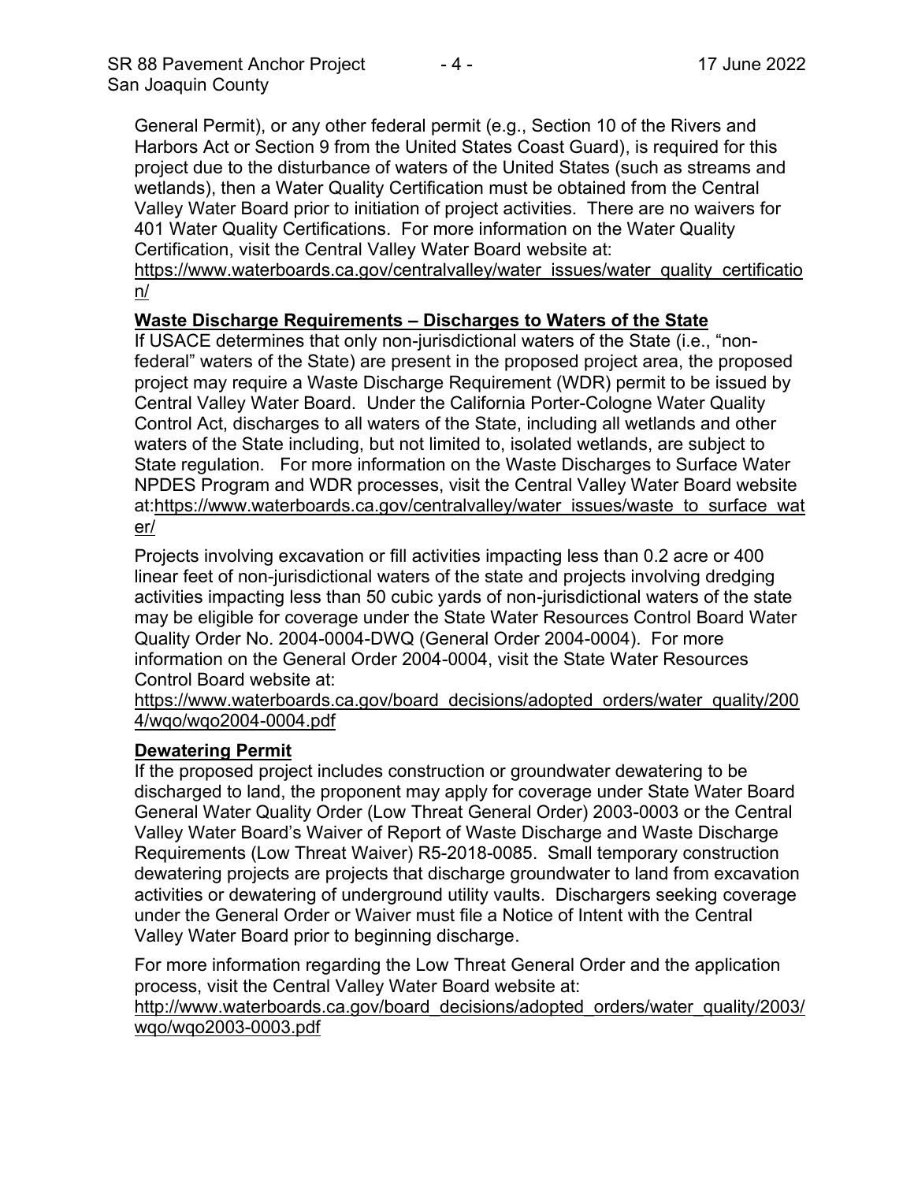General Permit), or any other federal permit (e.g., Section 10 of the Rivers and Harbors Act or Section 9 from the United States Coast Guard), is required for this project due to the disturbance of waters of the United States (such as streams and wetlands), then a Water Quality Certification must be obtained from the Central Valley Water Board prior to initiation of project activities. There are no waivers for 401 Water Quality Certifications. For more information on the Water Quality Certification, visit the Central Valley Water Board website at: https://www.waterboards.ca.gov/centralvalley/water_issues/water_quality_certification/

**Waste Discharge Requirements – Discharges to Waters of the State**

If USACE determines that only non-jurisdictional waters of the State (i.e., "non-federal" waters of the State) are present in the proposed project area, the proposed project may require a Waste Discharge Requirement (WDR) permit to be issued by Central Valley Water Board. Under the California Porter-Cologne Water Quality Control Act, discharges to all waters of the State, including all wetlands and other waters of the State including, but not limited to, isolated wetlands, are subject to State regulation. For more information on the Waste Discharges to Surface Water NPDES Program and WDR processes, visit the Central Valley Water Board website at:https://www.waterboards.ca.gov/centralvalley/water_issues/waste_to_surface_water/

Projects involving excavation or fill activities impacting less than 0.2 acre or 400 linear feet of non-jurisdictional waters of the state and projects involving dredging activities impacting less than 50 cubic yards of non-jurisdictional waters of the state may be eligible for coverage under the State Water Resources Control Board Water Quality Order No. 2004-0004-DWQ (General Order 2004-0004). For more information on the General Order 2004-0004, visit the State Water Resources Control Board website at: https://www.waterboards.ca.gov/board_decisions/adopted_orders/water_quality/2004/wqo/wqo2004-0004.pdf

**Dewatering Permit**

If the proposed project includes construction or groundwater dewatering to be discharged to land, the proponent may apply for coverage under State Water Board General Water Quality Order (Low Threat General Order) 2003-0003 or the Central Valley Water Board's Waiver of Report of Waste Discharge and Waste Discharge Requirements (Low Threat Waiver) R5-2018-0085. Small temporary construction dewatering projects are projects that discharge groundwater to land from excavation activities or dewatering of underground utility vaults. Dischargers seeking coverage under the General Order or Waiver must file a Notice of Intent with the Central Valley Water Board prior to beginning discharge.

For more information regarding the Low Threat General Order and the application process, visit the Central Valley Water Board website at: http://www.waterboards.ca.gov/board_decisions/adopted_orders/water_quality/2003/wqo/wqo2003-0003.pdf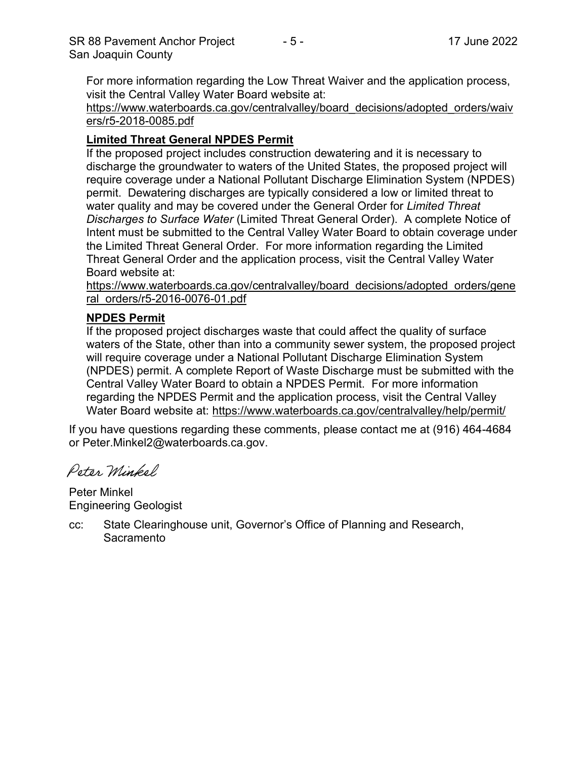For more information regarding the Low Threat Waiver and the application process, visit the Central Valley Water Board website at:
https://www.waterboards.ca.gov/centralvalley/board_decisions/adopted_orders/waivers/r5-2018-0085.pdf

**Limited Threat General NPDES Permit**

If the proposed project includes construction dewatering and it is necessary to discharge the groundwater to waters of the United States, the proposed project will require coverage under a National Pollutant Discharge Elimination System (NPDES) permit. Dewatering discharges are typically considered a low or limited threat to water quality and may be covered under the General Order for *Limited Threat Discharges to Surface Water* (Limited Threat General Order). A complete Notice of Intent must be submitted to the Central Valley Water Board to obtain coverage under the Limited Threat General Order. For more information regarding the Limited Threat General Order and the application process, visit the Central Valley Water Board website at:
https://www.waterboards.ca.gov/centralvalley/board_decisions/adopted_orders/general_orders/r5-2016-0076-01.pdf

**NPDES Permit**

If the proposed project discharges waste that could affect the quality of surface waters of the State, other than into a community sewer system, the proposed project will require coverage under a National Pollutant Discharge Elimination System (NPDES) permit. A complete Report of Waste Discharge must be submitted with the Central Valley Water Board to obtain a NPDES Permit. For more information regarding the NPDES Permit and the application process, visit the Central Valley Water Board website at: https://www.waterboards.ca.gov/centralvalley/help/permit/

If you have questions regarding these comments, please contact me at (916) 464-4684 or Peter.Minkel2@waterboards.ca.gov.

*Peter Minkel*

Peter Minkel
Engineering Geologist

cc: State Clearinghouse unit, Governor's Office of Planning and Research, Sacramento